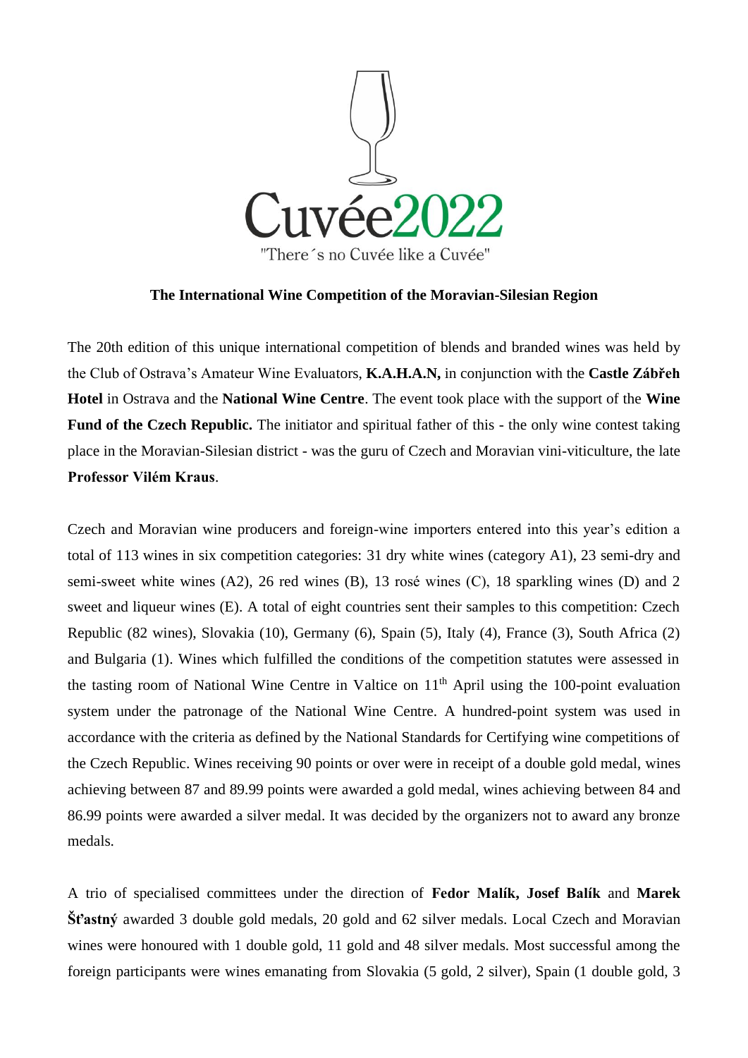Cuvée2022

"There´s no Cuvée like a Cuvée"

**The International Wine Competition of the Moravian-Silesian Region**

The 20th edition of this unique international competition of blends and branded wines was held by the Club of Ostrava's Amateur Wine Evaluators, **K.A.H.A.N,** in conjunction with the **Castle Zábřeh Hotel** in Ostrava and the **National Wine Centre**. The event took place with the support of the **Wine Fund of the Czech Republic.** The initiator and spiritual father of this - the only wine contest taking place in the Moravian-Silesian district - was the guru of Czech and Moravian vini-viticulture, the late **Professor Vilém Kraus**.

Czech and Moravian wine producers and foreign-wine importers entered into this year's edition a total of 113 wines in six competition categories: 31 dry white wines (category A1), 23 semi-dry and semi-sweet white wines (A2), 26 red wines (B), 13 rosé wines (C), 18 sparkling wines (D) and 2 sweet and liqueur wines (E). A total of eight countries sent their samples to this competition: Czech Republic (82 wines), Slovakia (10), Germany (6), Spain (5), Italy (4), France (3), South Africa (2) and Bulgaria (1). Wines which fulfilled the conditions of the competition statutes were assessed in the tasting room of National Wine Centre in Valtice on 11th April using the 100-point evaluation system under the patronage of the National Wine Centre. A hundred-point system was used in accordance with the criteria as defined by the National Standards for Certifying wine competitions of the Czech Republic. Wines receiving 90 points or over were in receipt of a double gold medal, wines achieving between 87 and 89.99 points were awarded a gold medal, wines achieving between 84 and 86.99 points were awarded a silver medal. It was decided by the organizers not to award any bronze medals.

A trio of specialised committees under the direction of **Fedor Malík, Josef Balík** and **Marek Šťastný** awarded 3 double gold medals, 20 gold and 62 silver medals. Local Czech and Moravian wines were honoured with 1 double gold, 11 gold and 48 silver medals. Most successful among the foreign participants were wines emanating from Slovakia (5 gold, 2 silver), Spain (1 double gold, 3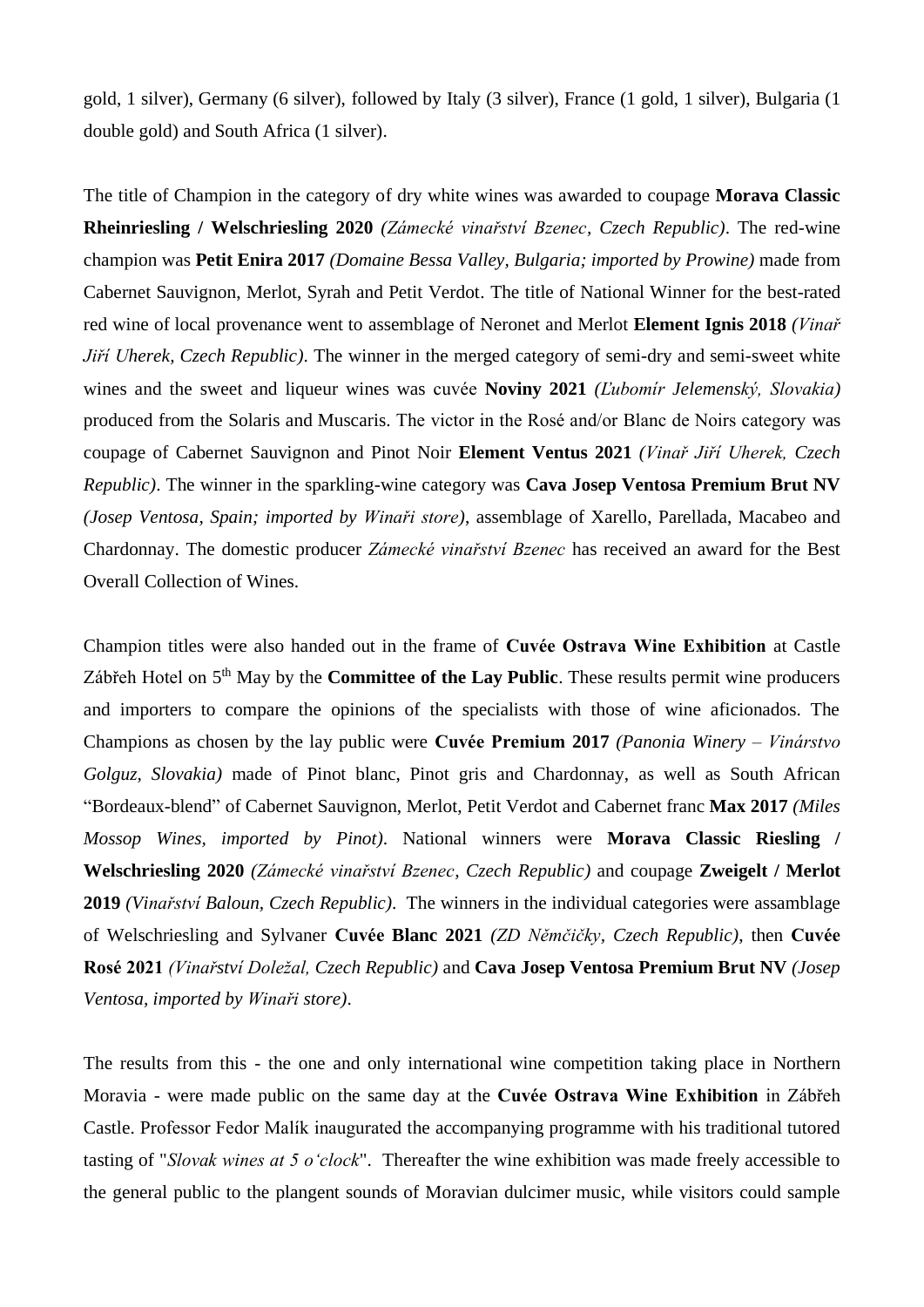gold, 1 silver), Germany (6 silver), followed by Italy (3 silver), France (1 gold, 1 silver), Bulgaria (1 double gold) and South Africa (1 silver).

The title of Champion in the category of dry white wines was awarded to coupage **Morava Classic Rheinriesling / Welschriesling 2020** *(Zámecké vinařství Bzenec, Czech Republic)*. The red-wine champion was **Petit Enira 2017** *(Domaine Bessa Valley, Bulgaria; imported by Prowine)* made from Cabernet Sauvignon, Merlot, Syrah and Petit Verdot. The title of National Winner for the best-rated red wine of local provenance went to assemblage of Neronet and Merlot **Element Ignis 2018** *(Vinař Jiří Uherek, Czech Republic)*. The winner in the merged category of semi-dry and semi-sweet white wines and the sweet and liqueur wines was cuvée **Noviny 2021** *(Ľubomír Jelemenský, Slovakia)* produced from the Solaris and Muscaris. The victor in the Rosé and/or Blanc de Noirs category was coupage of Cabernet Sauvignon and Pinot Noir **Element Ventus 2021** *(Vinař Jiří Uherek, Czech Republic)*. The winner in the sparkling-wine category was **Cava Josep Ventosa Premium Brut NV** *(Josep Ventosa, Spain; imported by Winaři store)*, assemblage of Xarello, Parellada, Macabeo and Chardonnay. The domestic producer *Zámecké vinařství Bzenec* has received an award for the Best Overall Collection of Wines.

Champion titles were also handed out in the frame of **Cuvée Ostrava Wine Exhibition** at Castle Zábřeh Hotel on 5th May by the **Committee of the Lay Public**. These results permit wine producers and importers to compare the opinions of the specialists with those of wine aficionados. The Champions as chosen by the lay public were **Cuvée Premium 2017** *(Panonia Winery – Vinárstvo Golguz, Slovakia)* made of Pinot blanc, Pinot gris and Chardonnay, as well as South African "Bordeaux-blend" of Cabernet Sauvignon, Merlot, Petit Verdot and Cabernet franc **Max 2017** *(Miles Mossop Wines, imported by Pinot)*. National winners were **Morava Classic Riesling / Welschriesling 2020** *(Zámecké vinařství Bzenec, Czech Republic)* and coupage **Zweigelt / Merlot 2019** *(Vinařství Baloun, Czech Republic)*. The winners in the individual categories were assamblage of Welschriesling and Sylvaner **Cuvée Blanc 2021** *(ZD Němčičky, Czech Republic)*, then **Cuvée Rosé 2021** *(Vinařství Doležal, Czech Republic)* and **Cava Josep Ventosa Premium Brut NV** *(Josep Ventosa, imported by Winaři store)*.

The results from this - the one and only international wine competition taking place in Northern Moravia - were made public on the same day at the **Cuvée Ostrava Wine Exhibition** in Zábřeh Castle. Professor Fedor Malík inaugurated the accompanying programme with his traditional tutored tasting of "*Slovak wines at 5 o'clock*". Thereafter the wine exhibition was made freely accessible to the general public to the plangent sounds of Moravian dulcimer music, while visitors could sample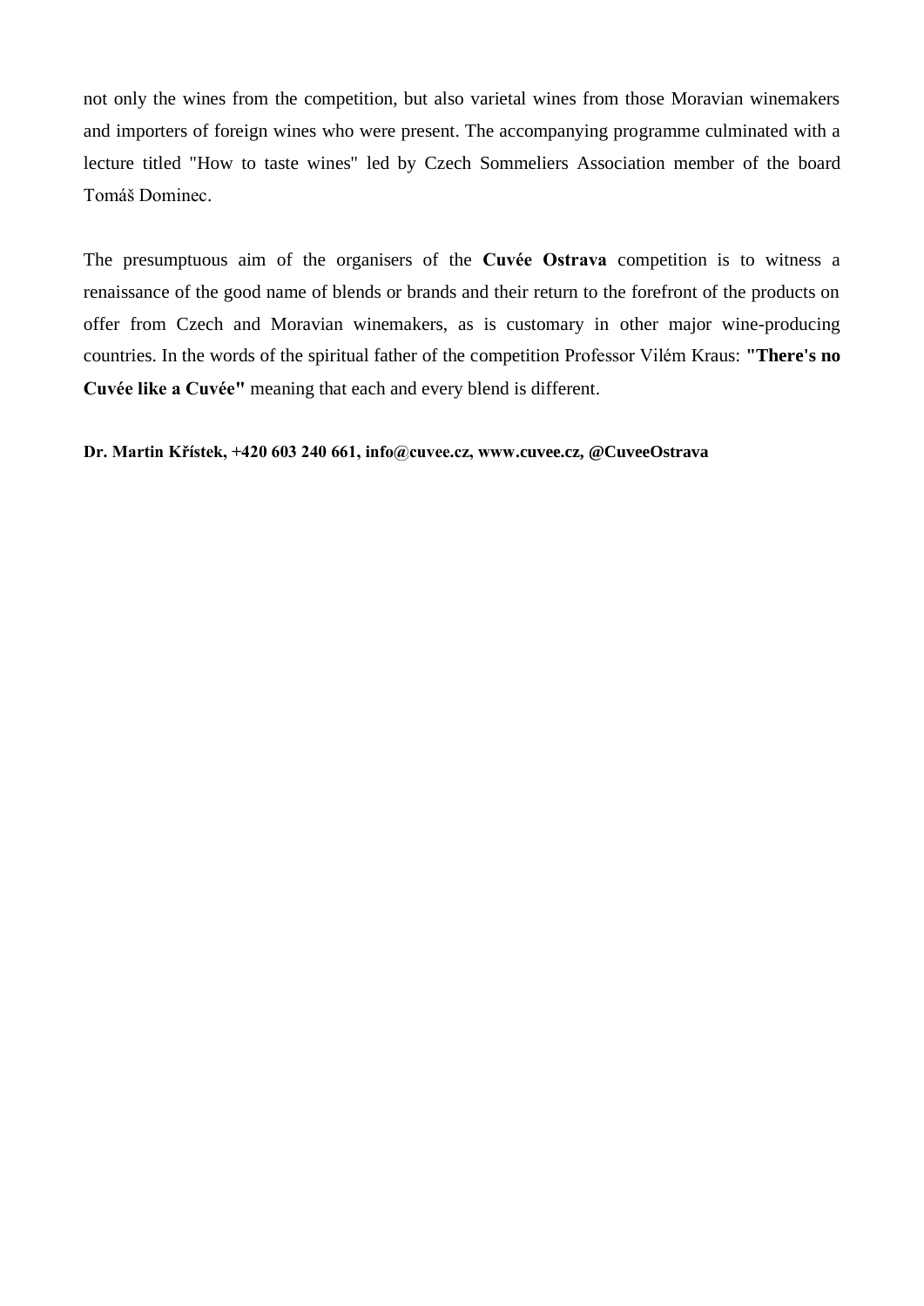not only the wines from the competition, but also varietal wines from those Moravian winemakers and importers of foreign wines who were present. The accompanying programme culminated with a lecture titled "How to taste wines" led by Czech Sommeliers Association member of the board Tomáš Dominec.

The presumptuous aim of the organisers of the **Cuvée Ostrava** competition is to witness a renaissance of the good name of blends or brands and their return to the forefront of the products on offer from Czech and Moravian winemakers, as is customary in other major wine-producing countries. In the words of the spiritual father of the competition Professor Vilém Kraus: **"There's no Cuvée like a Cuvée"** meaning that each and every blend is different.

**Dr. Martin Křístek, +420 603 240 661, info@cuvee.cz, www.cuvee.cz, @CuveeOstrava**